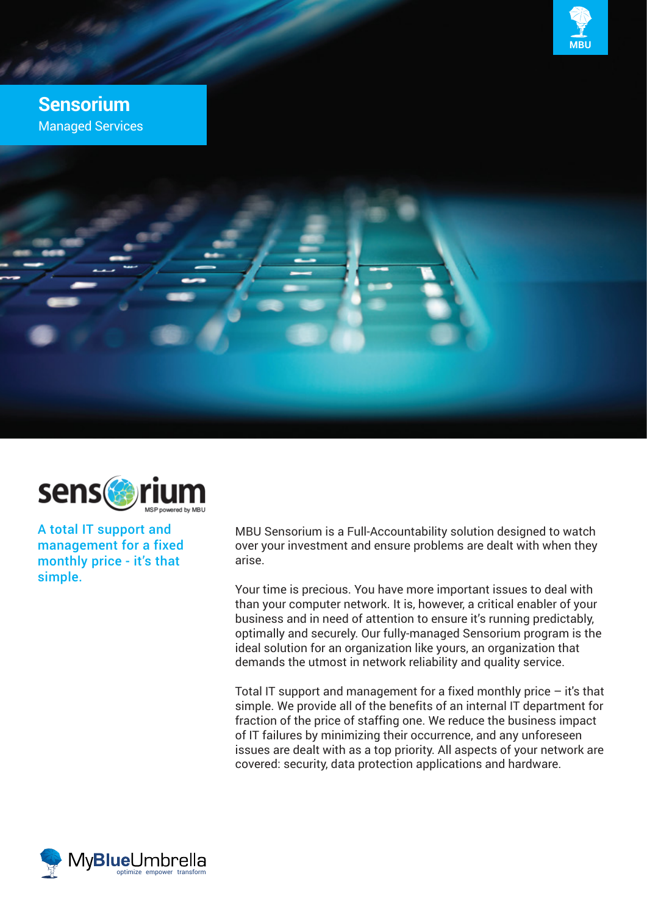MBU

# Sensorium

Managed Services

sensorium

MSP powered by MBU

**A total IT support and management for a fixed monthly price - it's that simple.**

MBU Sensorium is a Full-Accountability solution designed to watch over your investment and ensure problems are dealt with when they arise.

Your time is precious. You have more important issues to deal with than your computer network. It is, however, a critical enabler of your business and in need of attention to ensure it's running predictably, optimally and securely. Our fully-managed Sensorium program is the ideal solution for an organization like yours, an organization that demands the utmost in network reliability and quality service.

Total IT support and management for a fixed monthly price – it's that simple. We provide all of the benefits of an internal IT department for fraction of the price of staffing one. We reduce the business impact of IT failures by minimizing their occurrence, and any unforeseen issues are dealt with as a top priority. All aspects of your network are covered: security, data protection applications and hardware.

MyBlueUmbrella

optimize empower transform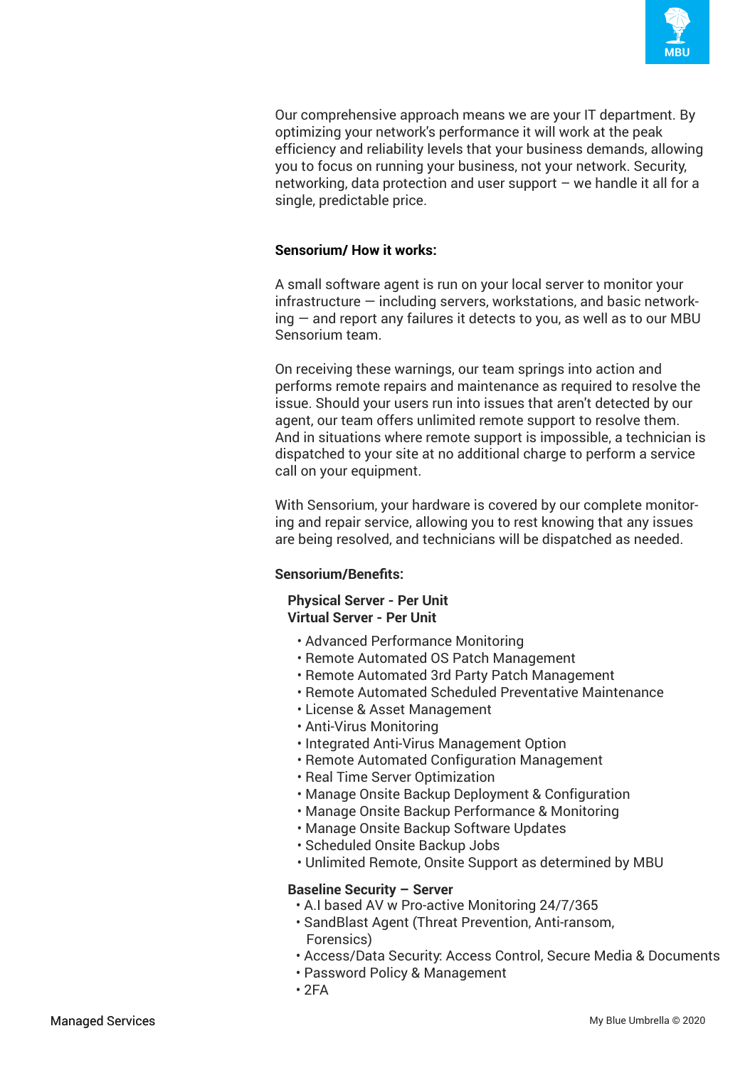Our comprehensive approach means we are your IT department. By optimizing your network's performance it will work at the peak efficiency and reliability levels that your business demands, allowing you to focus on running your business, not your network. Security, networking, data protection and user support – we handle it all for a single, predictable price.

**Sensorium/ How it works:**

A small software agent is run on your local server to monitor your infrastructure — including servers, workstations, and basic networking — and report any failures it detects to you, as well as to our MBU Sensorium team.

On receiving these warnings, our team springs into action and performs remote repairs and maintenance as required to resolve the issue. Should your users run into issues that aren't detected by our agent, our team offers unlimited remote support to resolve them. And in situations where remote support is impossible, a technician is dispatched to your site at no additional charge to perform a service call on your equipment.

With Sensorium, your hardware is covered by our complete monitoring and repair service, allowing you to rest knowing that any issues are being resolved, and technicians will be dispatched as needed.

**Sensorium/Benefits:**

**Physical Server - Per Unit**
**Virtual Server - Per Unit**

- Advanced Performance Monitoring
- Remote Automated OS Patch Management
- Remote Automated 3rd Party Patch Management
- Remote Automated Scheduled Preventative Maintenance
- License & Asset Management
- Anti-Virus Monitoring
- Integrated Anti-Virus Management Option
- Remote Automated Configuration Management
- Real Time Server Optimization
- Manage Onsite Backup Deployment & Configuration
- Manage Onsite Backup Performance & Monitoring
- Manage Onsite Backup Software Updates
- Scheduled Onsite Backup Jobs
- Unlimited Remote, Onsite Support as determined by MBU

**Baseline Security – Server**

- A.I based AV w Pro-active Monitoring 24/7/365
- SandBlast Agent (Threat Prevention, Anti-ransom, Forensics)
- Access/Data Security: Access Control, Secure Media & Documents
- Password Policy & Management
- 2FA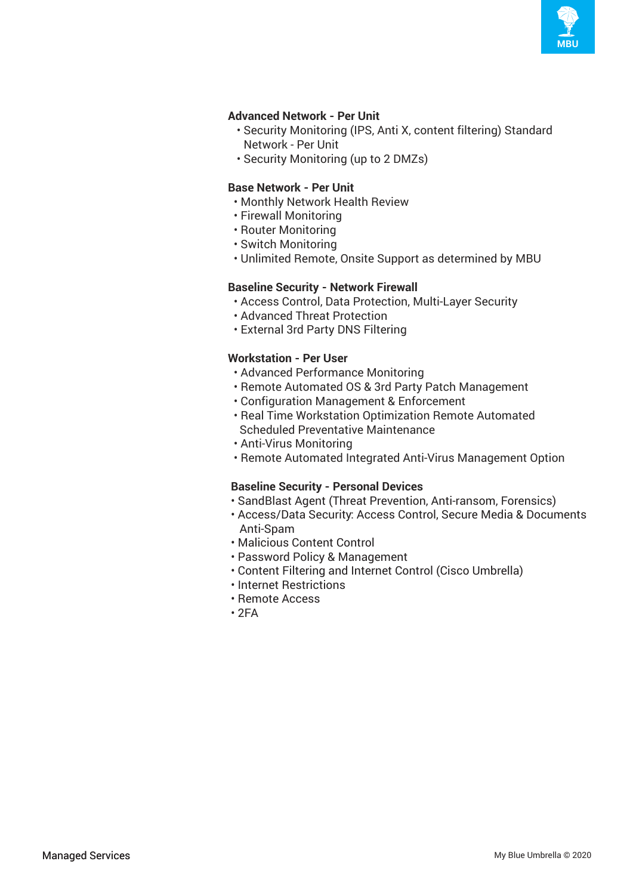**Advanced Network - Per Unit**

- Security Monitoring (IPS, Anti X, content filtering) Standard Network - Per Unit
- Security Monitoring (up to 2 DMZs)

**Base Network - Per Unit**

- Monthly Network Health Review
- Firewall Monitoring
- Router Monitoring
- Switch Monitoring
- Unlimited Remote, Onsite Support as determined by MBU

**Baseline Security - Network Firewall**

- Access Control, Data Protection, Multi-Layer Security
- Advanced Threat Protection
- External 3rd Party DNS Filtering

**Workstation - Per User**

- Advanced Performance Monitoring
- Remote Automated OS & 3rd Party Patch Management
- Configuration Management & Enforcement
- Real Time Workstation Optimization Remote Automated Scheduled Preventative Maintenance
- Anti-Virus Monitoring
- Remote Automated Integrated Anti-Virus Management Option

**Baseline Security - Personal Devices**

- SandBlast Agent (Threat Prevention, Anti-ransom, Forensics)
- Access/Data Security: Access Control, Secure Media & Documents Anti-Spam
- Malicious Content Control
- Password Policy & Management
- Content Filtering and Internet Control (Cisco Umbrella)
- Internet Restrictions
- Remote Access
- 2FA